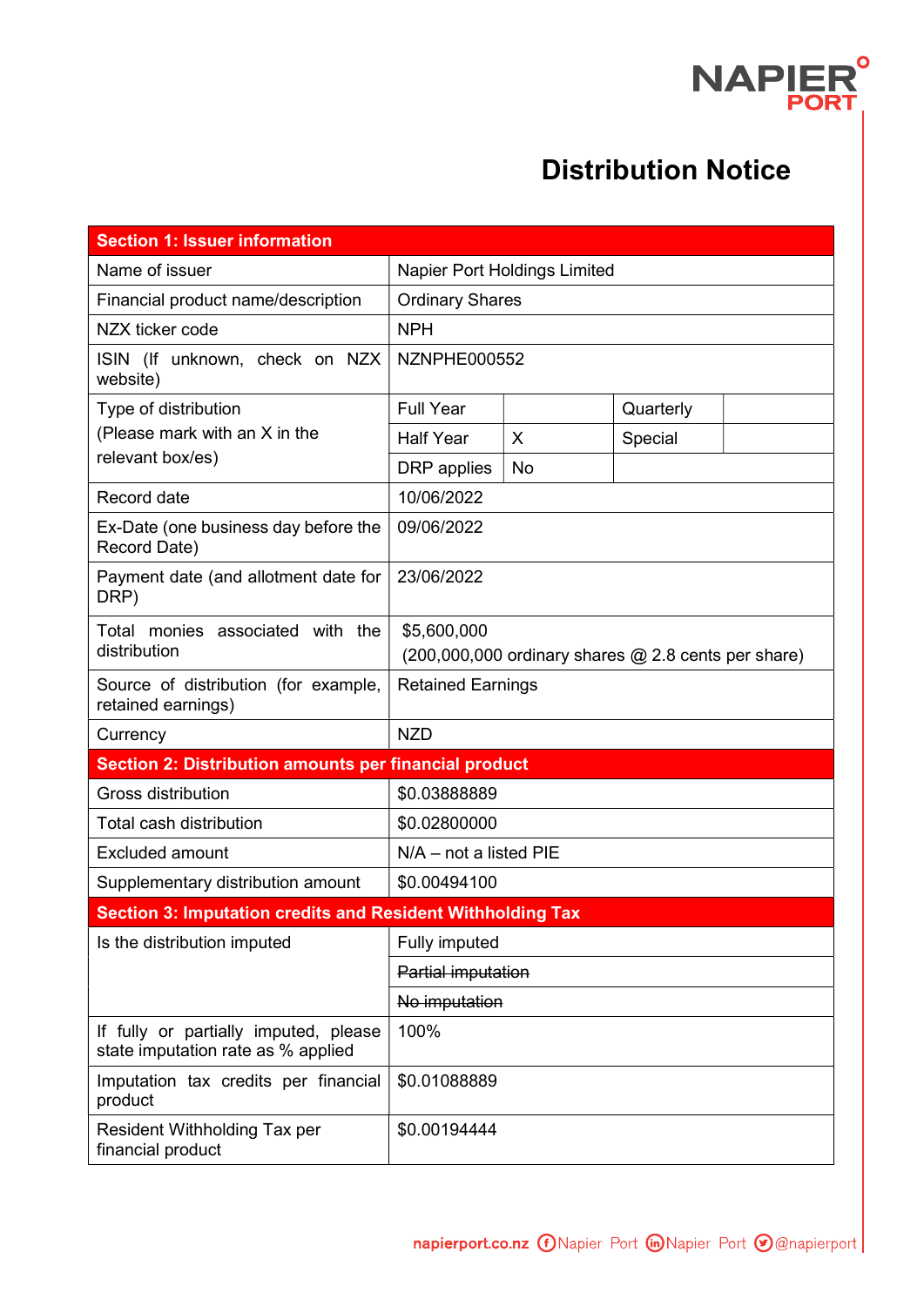# Distribution Notice

| Section 1: Issuer information | | | | |
|---|---|---|---|---|
| Name of issuer | Napier Port Holdings Limited | | | |
| Financial product name/description | Ordinary Shares | | | |
| NZX ticker code | NPH | | | |
| ISIN (If unknown, check on NZX website) | NZNPHE000552 | | | |
| Type of distribution (Please mark with an X in the relevant box/es) | Full Year | | Quarterly | |
| | Half Year | X | Special | |
| | DRP applies | No | | |
| Record date | 10/06/2022 | | | |
| Ex-Date (one business day before the Record Date) | 09/06/2022 | | | |
| Payment date (and allotment date for DRP) | 23/06/2022 | | | |
| Total monies associated with the distribution | $5,600,000 (200,000,000 ordinary shares @ 2.8 cents per share) | | | |
| Source of distribution (for example, retained earnings) | Retained Earnings | | | |
| Currency | NZD | | | |
| **Section 2: Distribution amounts per financial product** | | | | |
| Gross distribution | $0.03888889 | | | |
| Total cash distribution | $0.02800000 | | | |
| Excluded amount | N/A – not a listed PIE | | | |
| Supplementary distribution amount | $0.00494100 | | | |
| **Section 3: Imputation credits and Resident Withholding Tax** | | | | |
| Is the distribution imputed | Fully imputed | | | |
| | ~~Partial imputation~~ | | | |
| | ~~No imputation~~ | | | |
| If fully or partially imputed, please state imputation rate as % applied | 100% | | | |
| Imputation tax credits per financial product | $0.01088889 | | | |
| Resident Withholding Tax per financial product | $0.00194444 | | | |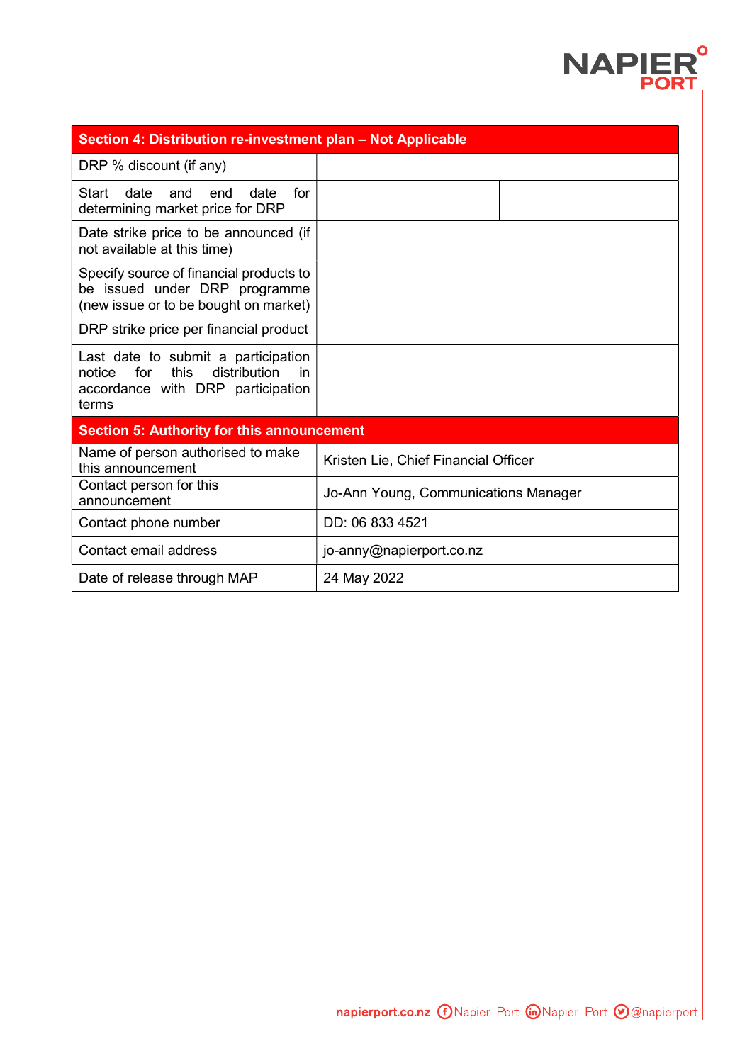| Section 4: Distribution re-investment plan – Not Applicable | | |
|---|---|---|
| DRP % discount (if any) | | |
| Start date and end date for determining market price for DRP | | |
| Date strike price to be announced (if not available at this time) | | |
| Specify source of financial products to be issued under DRP programme (new issue or to be bought on market) | | |
| DRP strike price per financial product | | |
| Last date to submit a participation notice for this distribution in accordance with DRP participation terms | | |

| Section 5: Authority for this announcement | |
|---|---|
| Name of person authorised to make this announcement | Kristen Lie, Chief Financial Officer |
| Contact person for this announcement | Jo-Ann Young, Communications Manager |
| Contact phone number | DD: 06 833 4521 |
| Contact email address | jo-anny@napierport.co.nz |
| Date of release through MAP | 24 May 2022 |